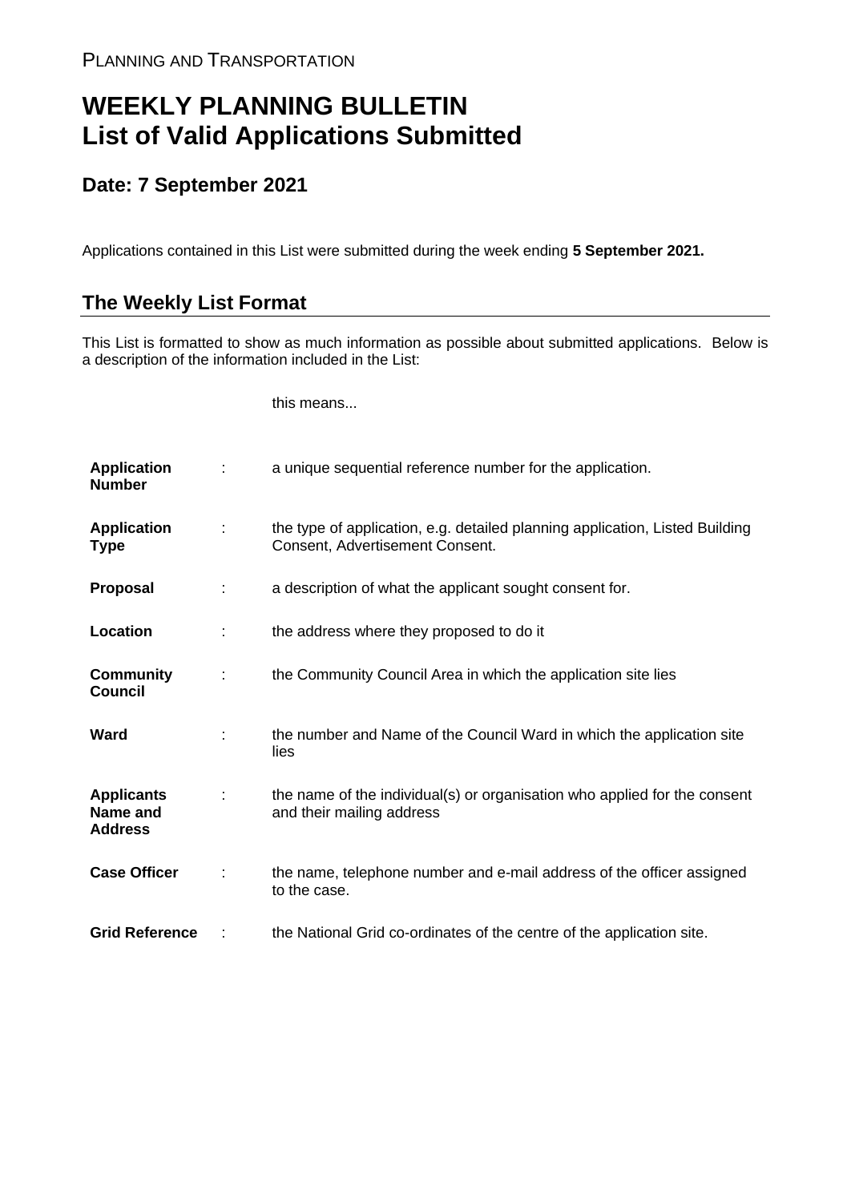PLANNING AND TRANSPORTATION

# WEEKLY PLANNING BULLETIN
# List of Valid Applications Submitted

## Date: 7 September 2021

Applications contained in this List were submitted during the week ending **5 September 2021.**

## The Weekly List Format

This List is formatted to show as much information as possible about submitted applications. Below is a description of the information included in the List:

| | | this means... |
|---|---|---|
| **Application Number** | : | a unique sequential reference number for the application. |
| **Application Type** | : | the type of application, e.g. detailed planning application, Listed Building Consent, Advertisement Consent. |
| **Proposal** | : | a description of what the applicant sought consent for. |
| **Location** | : | the address where they proposed to do it |
| **Community Council** | : | the Community Council Area in which the application site lies |
| **Ward** | : | the number and Name of the Council Ward in which the application site lies |
| **Applicants Name and Address** | : | the name of the individual(s) or organisation who applied for the consent and their mailing address |
| **Case Officer** | : | the name, telephone number and e-mail address of the officer assigned to the case. |
| **Grid Reference** | : | the National Grid co-ordinates of the centre of the application site. |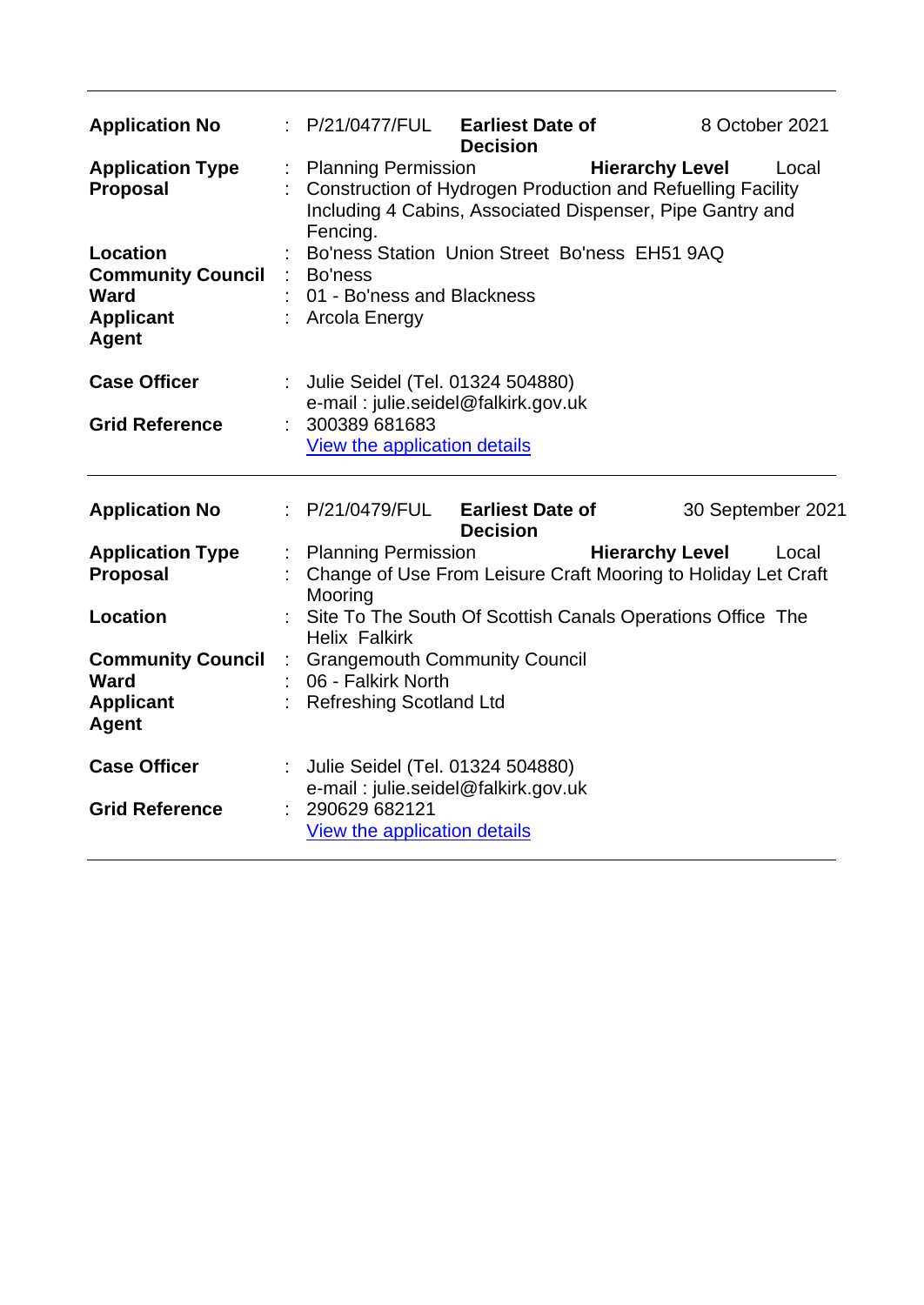| | | | | |
|---|---|---|---|---|
| **Application No** | : P/21/0477/FUL | **Earliest Date of Decision** | | 8 October 2021 |
| **Application Type** | : Planning Permission | | **Hierarchy Level** | Local |
| **Proposal** | : Construction of Hydrogen Production and Refuelling Facility Including 4 Cabins, Associated Dispenser, Pipe Gantry and Fencing. | | | |
| **Location** | : Bo'ness Station Union Street Bo'ness EH51 9AQ | | | |
| **Community Council** | : Bo'ness | | | |
| **Ward** | : 01 - Bo'ness and Blackness | | | |
| **Applicant** | : Arcola Energy | | | |
| **Agent** | | | | |
| **Case Officer** | : Julie Seidel (Tel. 01324 504880) e-mail : julie.seidel@falkirk.gov.uk | | | |
| **Grid Reference** | : 300389 681683 View the application details | | | |

---

| | | | | |
|---|---|---|---|---|
| **Application No** | : P/21/0479/FUL | **Earliest Date of Decision** | | 30 September 2021 |
| **Application Type** | : Planning Permission | | **Hierarchy Level** | Local |
| **Proposal** | : Change of Use From Leisure Craft Mooring to Holiday Let Craft Mooring | | | |
| **Location** | : Site To The South Of Scottish Canals Operations Office The Helix Falkirk | | | |
| **Community Council** | : Grangemouth Community Council | | | |
| **Ward** | : 06 - Falkirk North | | | |
| **Applicant** | : Refreshing Scotland Ltd | | | |
| **Agent** | | | | |
| **Case Officer** | : Julie Seidel (Tel. 01324 504880) e-mail : julie.seidel@falkirk.gov.uk | | | |
| **Grid Reference** | : 290629 682121 View the application details | | | |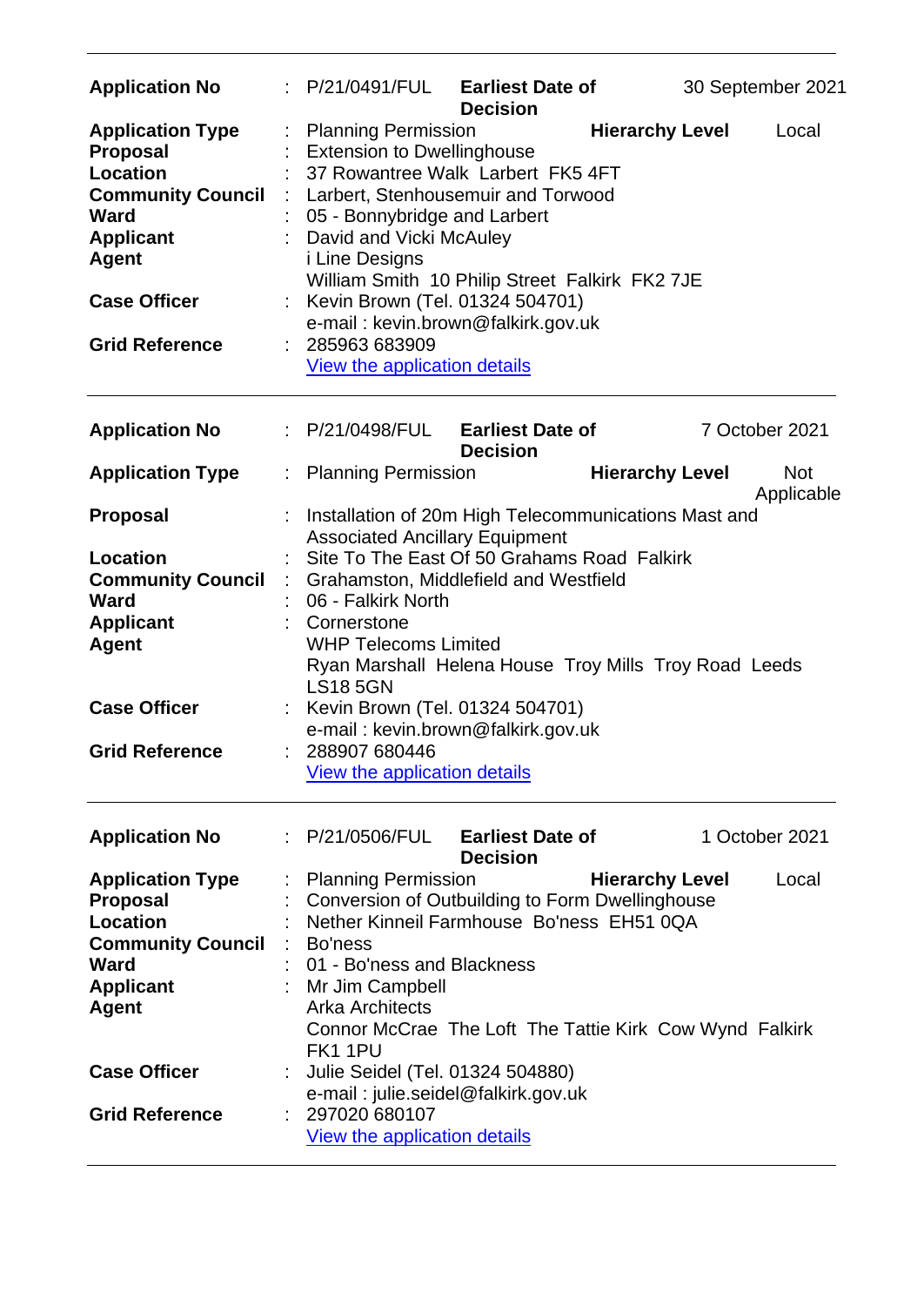| | | | | |
|---|---|---|---|---|
| **Application No** | : P/21/0491/FUL | **Earliest Date of Decision** | | 30 September 2021 |
| **Application Type** | : Planning Permission | | **Hierarchy Level** | Local |
| **Proposal** | : Extension to Dwellinghouse | | | |
| **Location** | : 37 Rowantree Walk Larbert FK5 4FT | | | |
| **Community Council** | : Larbert, Stenhousemuir and Torwood | | | |
| **Ward** | : 05 - Bonnybridge and Larbert | | | |
| **Applicant** | : David and Vicki McAuley | | | |
| **Agent** | i Line Designs<br>William Smith 10 Philip Street Falkirk FK2 7JE | | | |
| **Case Officer** | : Kevin Brown (Tel. 01324 504701)<br>e-mail : kevin.brown@falkirk.gov.uk | | | |
| **Grid Reference** | : 285963 683909<br>View the application details | | | |

| | | | | |
|---|---|---|---|---|
| **Application No** | : P/21/0498/FUL | **Earliest Date of Decision** | | 7 October 2021 |
| **Application Type** | : Planning Permission | | **Hierarchy Level** | Not Applicable |
| **Proposal** | : Installation of 20m High Telecommunications Mast and Associated Ancillary Equipment | | | |
| **Location** | : Site To The East Of 50 Grahams Road Falkirk | | | |
| **Community Council** | : Grahamston, Middlefield and Westfield | | | |
| **Ward** | : 06 - Falkirk North | | | |
| **Applicant** | : Cornerstone | | | |
| **Agent** | WHP Telecoms Limited<br>Ryan Marshall Helena House Troy Mills Troy Road Leeds LS18 5GN | | | |
| **Case Officer** | : Kevin Brown (Tel. 01324 504701)<br>e-mail : kevin.brown@falkirk.gov.uk | | | |
| **Grid Reference** | : 288907 680446<br>View the application details | | | |

| | | | | |
|---|---|---|---|---|
| **Application No** | : P/21/0506/FUL | **Earliest Date of Decision** | | 1 October 2021 |
| **Application Type** | : Planning Permission | | **Hierarchy Level** | Local |
| **Proposal** | : Conversion of Outbuilding to Form Dwellinghouse | | | |
| **Location** | : Nether Kinneil Farmhouse Bo'ness EH51 0QA | | | |
| **Community Council** | : Bo'ness | | | |
| **Ward** | : 01 - Bo'ness and Blackness | | | |
| **Applicant** | : Mr Jim Campbell | | | |
| **Agent** | Arka Architects<br>Connor McCrae The Loft The Tattie Kirk Cow Wynd Falkirk FK1 1PU | | | |
| **Case Officer** | : Julie Seidel (Tel. 01324 504880)<br>e-mail : julie.seidel@falkirk.gov.uk | | | |
| **Grid Reference** | : 297020 680107<br>View the application details | | | |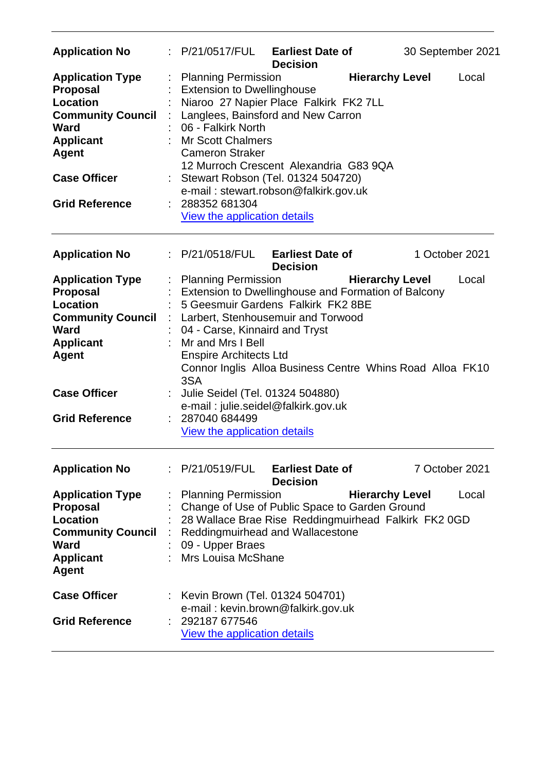| | | | | |
|---|---|---|---|---|
| **Application No** | : P/21/0517/FUL | **Earliest Date of Decision** | | 30 September 2021 |
| **Application Type** | : Planning Permission | | **Hierarchy Level** | Local |
| **Proposal** | : Extension to Dwellinghouse | | | |
| **Location** | : Niaroo 27 Napier Place Falkirk FK2 7LL | | | |
| **Community Council** | : Langlees, Bainsford and New Carron | | | |
| **Ward** | : 06 - Falkirk North | | | |
| **Applicant** | : Mr Scott Chalmers | | | |
| **Agent** | Cameron Straker<br>12 Murroch Crescent Alexandria G83 9QA | | | |
| **Case Officer** | : Stewart Robson (Tel. 01324 504720)<br>e-mail : stewart.robson@falkirk.gov.uk | | | |
| **Grid Reference** | : 288352 681304<br>View the application details | | | |

---

| | | | | |
|---|---|---|---|---|
| **Application No** | : P/21/0518/FUL | **Earliest Date of Decision** | | 1 October 2021 |
| **Application Type** | : Planning Permission | | **Hierarchy Level** | Local |
| **Proposal** | : Extension to Dwellinghouse and Formation of Balcony | | | |
| **Location** | : 5 Geesmuir Gardens Falkirk FK2 8BE | | | |
| **Community Council** | : Larbert, Stenhousemuir and Torwood | | | |
| **Ward** | : 04 - Carse, Kinnaird and Tryst | | | |
| **Applicant** | : Mr and Mrs I Bell | | | |
| **Agent** | Enspire Architects Ltd<br>Connor Inglis Alloa Business Centre Whins Road Alloa FK10 3SA | | | |
| **Case Officer** | : Julie Seidel (Tel. 01324 504880)<br>e-mail : julie.seidel@falkirk.gov.uk | | | |
| **Grid Reference** | : 287040 684499<br>View the application details | | | |

---

| | | | | |
|---|---|---|---|---|
| **Application No** | : P/21/0519/FUL | **Earliest Date of Decision** | | 7 October 2021 |
| **Application Type** | : Planning Permission | | **Hierarchy Level** | Local |
| **Proposal** | : Change of Use of Public Space to Garden Ground | | | |
| **Location** | : 28 Wallace Brae Rise Reddingmuirhead Falkirk FK2 0GD | | | |
| **Community Council** | : Reddingmuirhead and Wallacestone | | | |
| **Ward** | : 09 - Upper Braes | | | |
| **Applicant** | : Mrs Louisa McShane | | | |
| **Agent** | | | | |
| **Case Officer** | : Kevin Brown (Tel. 01324 504701)<br>e-mail : kevin.brown@falkirk.gov.uk | | | |
| **Grid Reference** | : 292187 677546<br>View the application details | | | |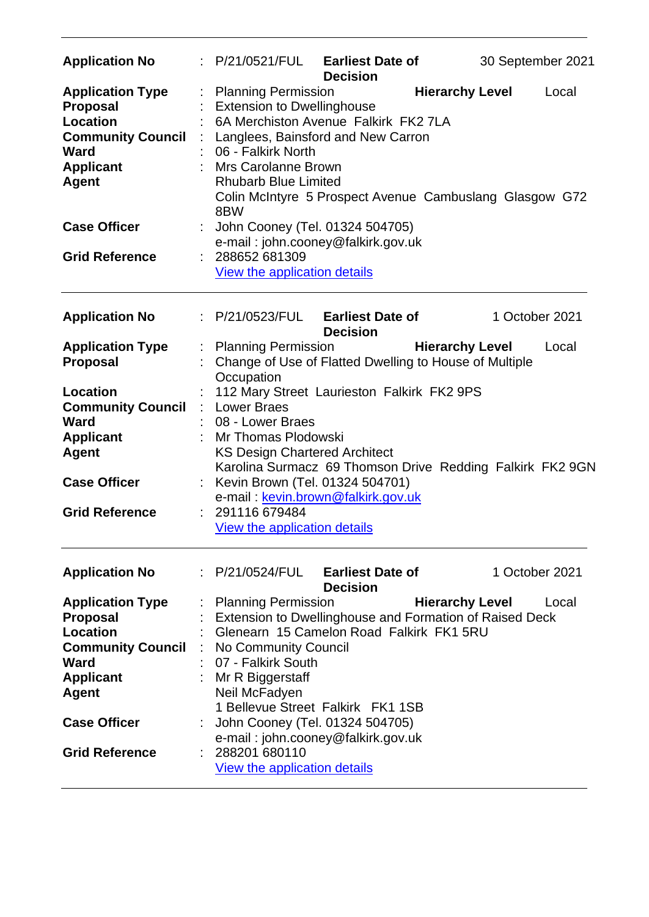| | | | | |
|---|---|---|---|---|
| **Application No** | : P/21/0521/FUL | **Earliest Date of Decision** | | 30 September 2021 |
| **Application Type** | : Planning Permission | | **Hierarchy Level** | Local |
| **Proposal** | : Extension to Dwellinghouse | | | |
| **Location** | : 6A Merchiston Avenue Falkirk FK2 7LA | | | |
| **Community Council** | : Langlees, Bainsford and New Carron | | | |
| **Ward** | : 06 - Falkirk North | | | |
| **Applicant** | : Mrs Carolanne Brown | | | |
| **Agent** | Rhubarb Blue Limited<br>Colin McIntyre 5 Prospect Avenue Cambuslang Glasgow G72 8BW | | | |
| **Case Officer** | : John Cooney (Tel. 01324 504705)<br>e-mail : john.cooney@falkirk.gov.uk | | | |
| **Grid Reference** | : 288652 681309<br>View the application details | | | |

| | | | | |
|---|---|---|---|---|
| **Application No** | : P/21/0523/FUL | **Earliest Date of Decision** | | 1 October 2021 |
| **Application Type** | : Planning Permission | | **Hierarchy Level** | Local |
| **Proposal** | : Change of Use of Flatted Dwelling to House of Multiple Occupation | | | |
| **Location** | : 112 Mary Street Laurieston Falkirk FK2 9PS | | | |
| **Community Council** | : Lower Braes | | | |
| **Ward** | : 08 - Lower Braes | | | |
| **Applicant** | : Mr Thomas Plodowski | | | |
| **Agent** | KS Design Chartered Architect<br>Karolina Surmacz 69 Thomson Drive Redding Falkirk FK2 9GN | | | |
| **Case Officer** | : Kevin Brown (Tel. 01324 504701)<br>e-mail : kevin.brown@falkirk.gov.uk | | | |
| **Grid Reference** | : 291116 679484<br>View the application details | | | |

| | | | | |
|---|---|---|---|---|
| **Application No** | : P/21/0524/FUL | **Earliest Date of Decision** | | 1 October 2021 |
| **Application Type** | : Planning Permission | | **Hierarchy Level** | Local |
| **Proposal** | : Extension to Dwellinghouse and Formation of Raised Deck | | | |
| **Location** | : Glenearn 15 Camelon Road Falkirk FK1 5RU | | | |
| **Community Council** | : No Community Council | | | |
| **Ward** | : 07 - Falkirk South | | | |
| **Applicant** | : Mr R Biggerstaff | | | |
| **Agent** | Neil McFadyen<br>1 Bellevue Street Falkirk FK1 1SB | | | |
| **Case Officer** | : John Cooney (Tel. 01324 504705)<br>e-mail : john.cooney@falkirk.gov.uk | | | |
| **Grid Reference** | : 288201 680110<br>View the application details | | | |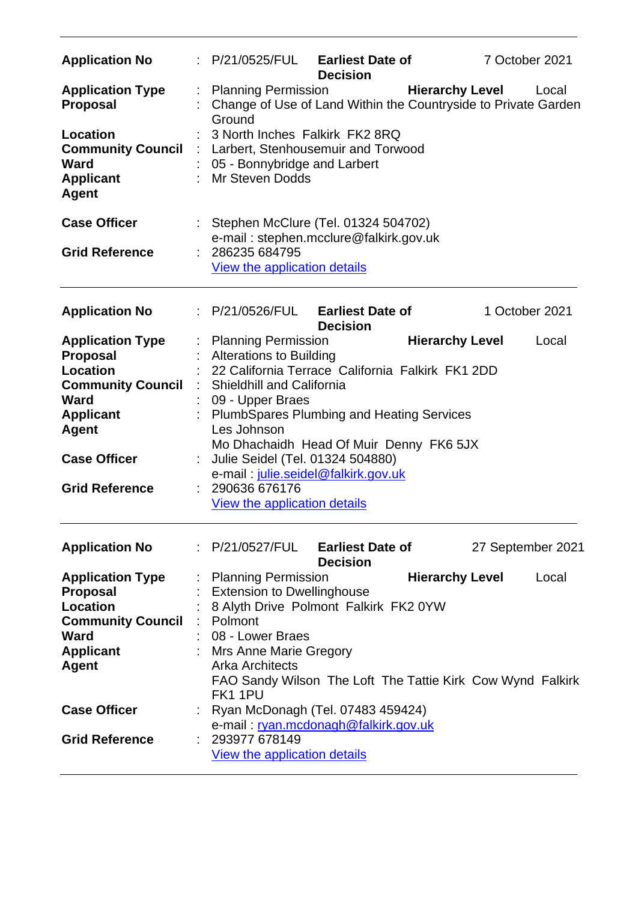| | | | | |
|---|---|---|---|---|
| **Application No** | : P/21/0525/FUL | **Earliest Date of Decision** | 7 October 2021 | |
| **Application Type** | : Planning Permission | **Hierarchy Level** | Local | |
| **Proposal** | : Change of Use of Land Within the Countryside to Private Garden Ground | | | |
| **Location** | : 3 North Inches Falkirk FK2 8RQ | | | |
| **Community Council** | : Larbert, Stenhousemuir and Torwood | | | |
| **Ward** | : 05 - Bonnybridge and Larbert | | | |
| **Applicant** | : Mr Steven Dodds | | | |
| **Agent** | | | | |
| **Case Officer** | : Stephen McClure (Tel. 01324 504702) e-mail : stephen.mcclure@falkirk.gov.uk | | | |
| **Grid Reference** | : 286235 684795 View the application details | | | |

| | | | | |
|---|---|---|---|---|
| **Application No** | : P/21/0526/FUL | **Earliest Date of Decision** | 1 October 2021 | |
| **Application Type** | : Planning Permission | **Hierarchy Level** | Local | |
| **Proposal** | : Alterations to Building | | | |
| **Location** | : 22 California Terrace California Falkirk FK1 2DD | | | |
| **Community Council** | : Shieldhill and California | | | |
| **Ward** | : 09 - Upper Braes | | | |
| **Applicant** | : PlumbSpares Plumbing and Heating Services | | | |
| **Agent** | Les Johnson Mo Dhachaidh Head Of Muir Denny FK6 5JX | | | |
| **Case Officer** | : Julie Seidel (Tel. 01324 504880) e-mail : julie.seidel@falkirk.gov.uk | | | |
| **Grid Reference** | : 290636 676176 View the application details | | | |

| | | | | |
|---|---|---|---|---|
| **Application No** | : P/21/0527/FUL | **Earliest Date of Decision** | 27 September 2021 | |
| **Application Type** | : Planning Permission | **Hierarchy Level** | Local | |
| **Proposal** | : Extension to Dwellinghouse | | | |
| **Location** | : 8 Alyth Drive Polmont Falkirk FK2 0YW | | | |
| **Community Council** | : Polmont | | | |
| **Ward** | : 08 - Lower Braes | | | |
| **Applicant** | : Mrs Anne Marie Gregory | | | |
| **Agent** | Arka Architects FAO Sandy Wilson The Loft The Tattie Kirk Cow Wynd Falkirk FK1 1PU | | | |
| **Case Officer** | : Ryan McDonagh (Tel. 07483 459424) e-mail : ryan.mcdonagh@falkirk.gov.uk | | | |
| **Grid Reference** | : 293977 678149 View the application details | | | |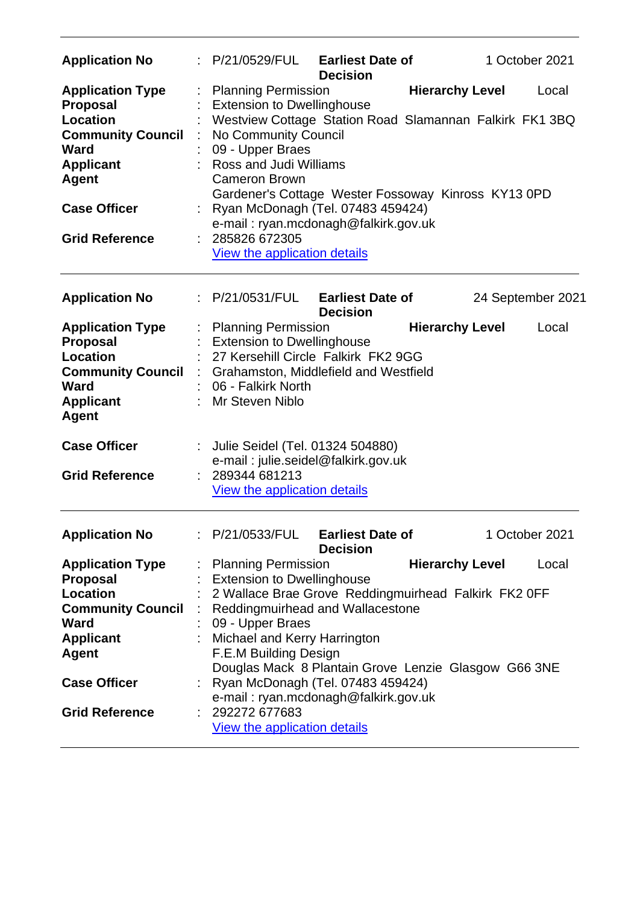| | | | | |
|---|---|---|---|---|
| **Application No** | : P/21/0529/FUL | **Earliest Date of Decision** | | 1 October 2021 |
| **Application Type** | : Planning Permission | | **Hierarchy Level** | Local |
| **Proposal** | : Extension to Dwellinghouse | | | |
| **Location** | : Westview Cottage Station Road Slamannan Falkirk FK1 3BQ | | | |
| **Community Council** | : No Community Council | | | |
| **Ward** | : 09 - Upper Braes | | | |
| **Applicant** | : Ross and Judi Williams | | | |
| **Agent** | Cameron Brown<br>Gardener's Cottage Wester Fossoway Kinross KY13 0PD | | | |
| **Case Officer** | : Ryan McDonagh (Tel. 07483 459424)<br>e-mail : ryan.mcdonagh@falkirk.gov.uk | | | |
| **Grid Reference** | : 285826 672305<br>View the application details | | | |

| | | | | |
|---|---|---|---|---|
| **Application No** | : P/21/0531/FUL | **Earliest Date of Decision** | | 24 September 2021 |
| **Application Type** | : Planning Permission | | **Hierarchy Level** | Local |
| **Proposal** | : Extension to Dwellinghouse | | | |
| **Location** | : 27 Kersehill Circle Falkirk FK2 9GG | | | |
| **Community Council** | : Grahamston, Middlefield and Westfield | | | |
| **Ward** | : 06 - Falkirk North | | | |
| **Applicant** | : Mr Steven Niblo | | | |
| **Agent** | | | | |
| **Case Officer** | : Julie Seidel (Tel. 01324 504880)<br>e-mail : julie.seidel@falkirk.gov.uk | | | |
| **Grid Reference** | : 289344 681213<br>View the application details | | | |

| | | | | |
|---|---|---|---|---|
| **Application No** | : P/21/0533/FUL | **Earliest Date of Decision** | | 1 October 2021 |
| **Application Type** | : Planning Permission | | **Hierarchy Level** | Local |
| **Proposal** | : Extension to Dwellinghouse | | | |
| **Location** | : 2 Wallace Brae Grove Reddingmuirhead Falkirk FK2 0FF | | | |
| **Community Council** | : Reddingmuirhead and Wallacestone | | | |
| **Ward** | : 09 - Upper Braes | | | |
| **Applicant** | : Michael and Kerry Harrington | | | |
| **Agent** | F.E.M Building Design<br>Douglas Mack 8 Plantain Grove Lenzie Glasgow G66 3NE | | | |
| **Case Officer** | : Ryan McDonagh (Tel. 07483 459424)<br>e-mail : ryan.mcdonagh@falkirk.gov.uk | | | |
| **Grid Reference** | : 292272 677683<br>View the application details | | | |